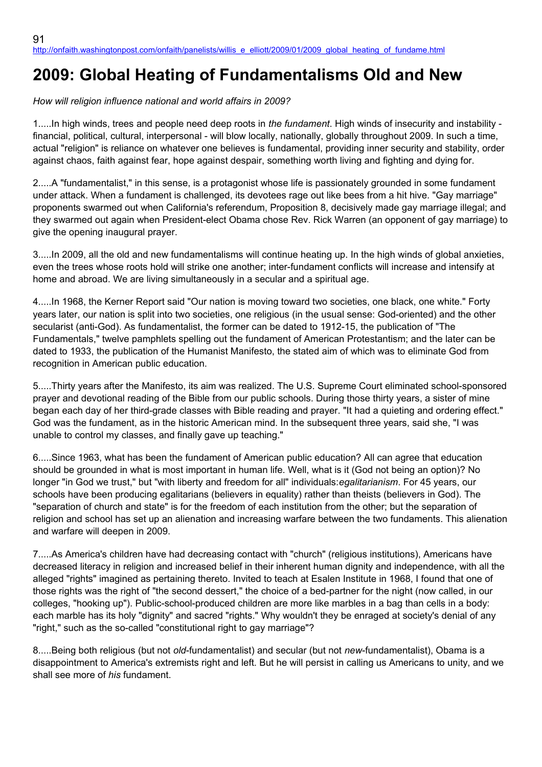http://onfaith.washingtonpost.com/onfaith/panelists/willis_e_elliott/2009/01/2009_global_heating_of_fundame.html

# 2009: Global Heating of Fundamentalisms Old and New

*How will religion influence national and world affairs in 2009?*

1.....In high winds, trees and people need deep roots in *the fundament*. High winds of insecurity and instability - financial, political, cultural, interpersonal - will blow locally, nationally, globally throughout 2009. In such a time, actual "religion" is reliance on whatever one believes is fundamental, providing inner security and stability, order against chaos, faith against fear, hope against despair, something worth living and fighting and dying for.

2.....A "fundamentalist," in this sense, is a protagonist whose life is passionately grounded in some fundament under attack. When a fundament is challenged, its devotees rage out like bees from a hit hive. "Gay marriage" proponents swarmed out when California's referendum, Proposition 8, decisively made gay marriage illegal; and they swarmed out again when President-elect Obama chose Rev. Rick Warren (an opponent of gay marriage) to give the opening inaugural prayer.

3.....In 2009, all the old and new fundamentalisms will continue heating up. In the high winds of global anxieties, even the trees whose roots hold will strike one another; inter-fundament conflicts will increase and intensify at home and abroad. We are living simultaneously in a secular and a spiritual age.

4.....In 1968, the Kerner Report said "Our nation is moving toward two societies, one black, one white." Forty years later, our nation is split into two societies, one religious (in the usual sense: God-oriented) and the other secularist (anti-God). As fundamentalist, the former can be dated to 1912-15, the publication of "The Fundamentals," twelve pamphlets spelling out the fundament of American Protestantism; and the later can be dated to 1933, the publication of the Humanist Manifesto, the stated aim of which was to eliminate God from recognition in American public education.

5.....Thirty years after the Manifesto, its aim was realized. The U.S. Supreme Court eliminated school-sponsored prayer and devotional reading of the Bible from our public schools. During those thirty years, a sister of mine began each day of her third-grade classes with Bible reading and prayer. "It had a quieting and ordering effect." God was the fundament, as in the historic American mind. In the subsequent three years, said she, "I was unable to control my classes, and finally gave up teaching."

6.....Since 1963, what has been the fundament of American public education? All can agree that education should be grounded in what is most important in human life. Well, what is it (God not being an option)? No longer "in God we trust," but "with liberty and freedom for all" individuals:*egalitarianism*. For 45 years, our schools have been producing egalitarians (believers in equality) rather than theists (believers in God). The "separation of church and state" is for the freedom of each institution from the other; but the separation of religion and school has set up an alienation and increasing warfare between the two fundaments. This alienation and warfare will deepen in 2009.

7.....As America's children have had decreasing contact with "church" (religious institutions), Americans have decreased literacy in religion and increased belief in their inherent human dignity and independence, with all the alleged "rights" imagined as pertaining thereto. Invited to teach at Esalen Institute in 1968, I found that one of those rights was the right of "the second dessert," the choice of a bed-partner for the night (now called, in our colleges, "hooking up"). Public-school-produced children are more like marbles in a bag than cells in a body: each marble has its holy "dignity" and sacred "rights." Why wouldn't they be enraged at society's denial of any "right," such as the so-called "constitutional right to gay marriage"?

8.....Being both religious (but not *old*-fundamentalist) and secular (but not *new*-fundamentalist), Obama is a disappointment to America's extremists right and left. But he will persist in calling us Americans to unity, and we shall see more of *his* fundament.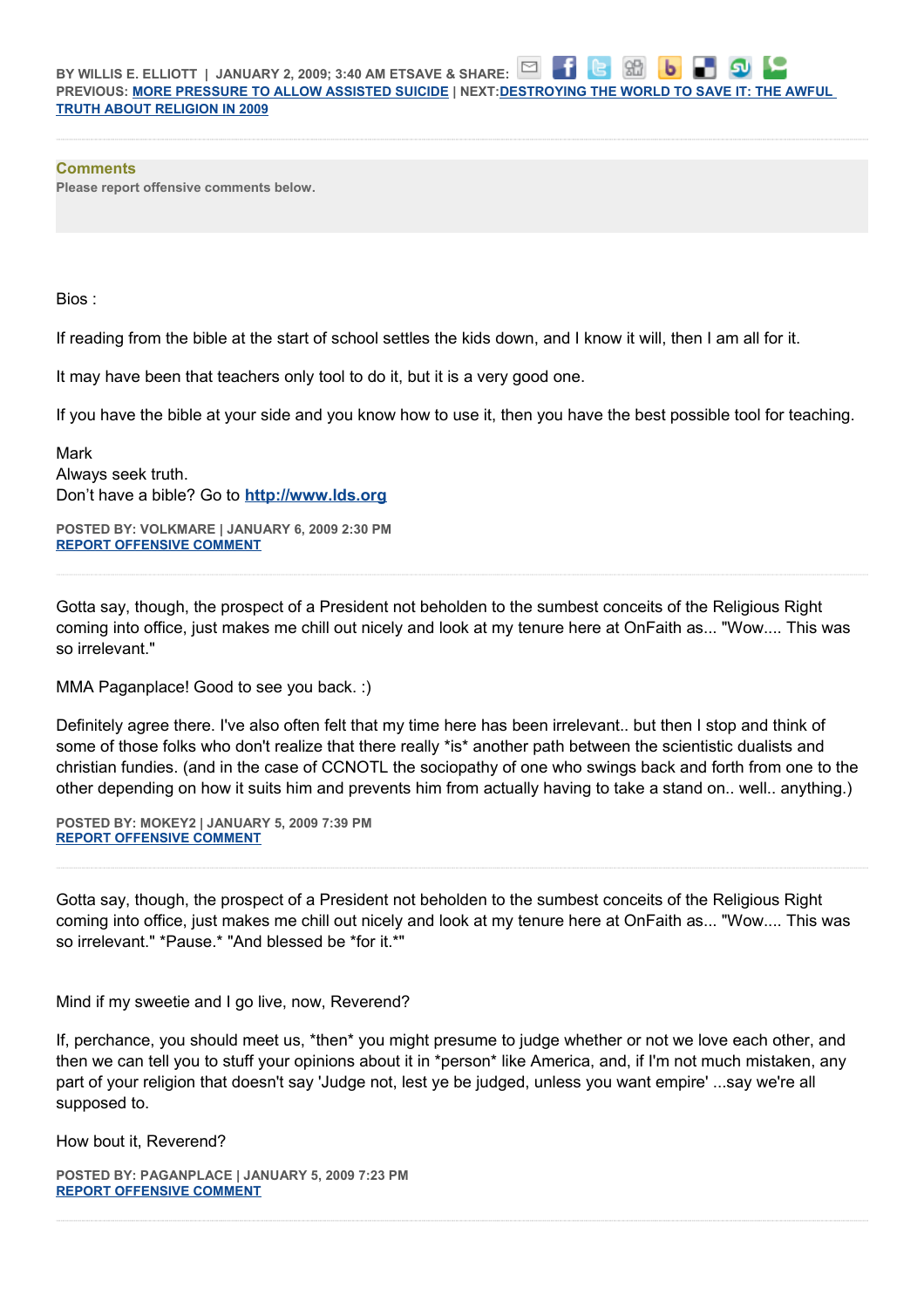BY WILLIS E. ELLIOTT | JANUARY 2, 2009; 3:40 AM ET SAVE & SHARE:

PREVIOUS: **MORE PRESSURE TO ALLOW ASSISTED SUICIDE** | NEXT: **DESTROYING THE WORLD TO SAVE IT: THE AWFUL TRUTH ABOUT RELIGION IN 2009**

---

## Comments

**Please report offensive comments below.**

Bios :

If reading from the bible at the start of school settles the kids down, and I know it will, then I am all for it.

It may have been that teachers only tool to do it, but it is a very good one.

If you have the bible at your side and you know how to use it, then you have the best possible tool for teaching.

Mark
Always seek truth.
Don't have a bible? Go to http://www.lds.org

**POSTED BY: VOLKMARE | JANUARY 6, 2009 2:30 PM**
**REPORT OFFENSIVE COMMENT**

---

Gotta say, though, the prospect of a President not beholden to the sumbest conceits of the Religious Right coming into office, just makes me chill out nicely and look at my tenure here at OnFaith as... "Wow.... This was so irrelevant."

MMA Paganplace! Good to see you back. :)

Definitely agree there. I've also often felt that my time here has been irrelevant.. but then I stop and think of some of those folks who don't realize that there really *is* another path between the scientistic dualists and christian fundies. (and in the case of CCNOTL the sociopathy of one who swings back and forth from one to the other depending on how it suits him and prevents him from actually having to take a stand on.. well.. anything.)

**POSTED BY: MOKEY2 | JANUARY 5, 2009 7:39 PM**
**REPORT OFFENSIVE COMMENT**

---

Gotta say, though, the prospect of a President not beholden to the sumbest conceits of the Religious Right coming into office, just makes me chill out nicely and look at my tenure here at OnFaith as... "Wow.... This was so irrelevant." *Pause.* "And blessed be *for it.*"

Mind if my sweetie and I go live, now, Reverend?

If, perchance, you should meet us, *then* you might presume to judge whether or not we love each other, and then we can tell you to stuff your opinions about it in *person* like America, and, if I'm not much mistaken, any part of your religion that doesn't say 'Judge not, lest ye be judged, unless you want empire' ...say we're all supposed to.

How bout it, Reverend?

**POSTED BY: PAGANPLACE | JANUARY 5, 2009 7:23 PM**
**REPORT OFFENSIVE COMMENT**

---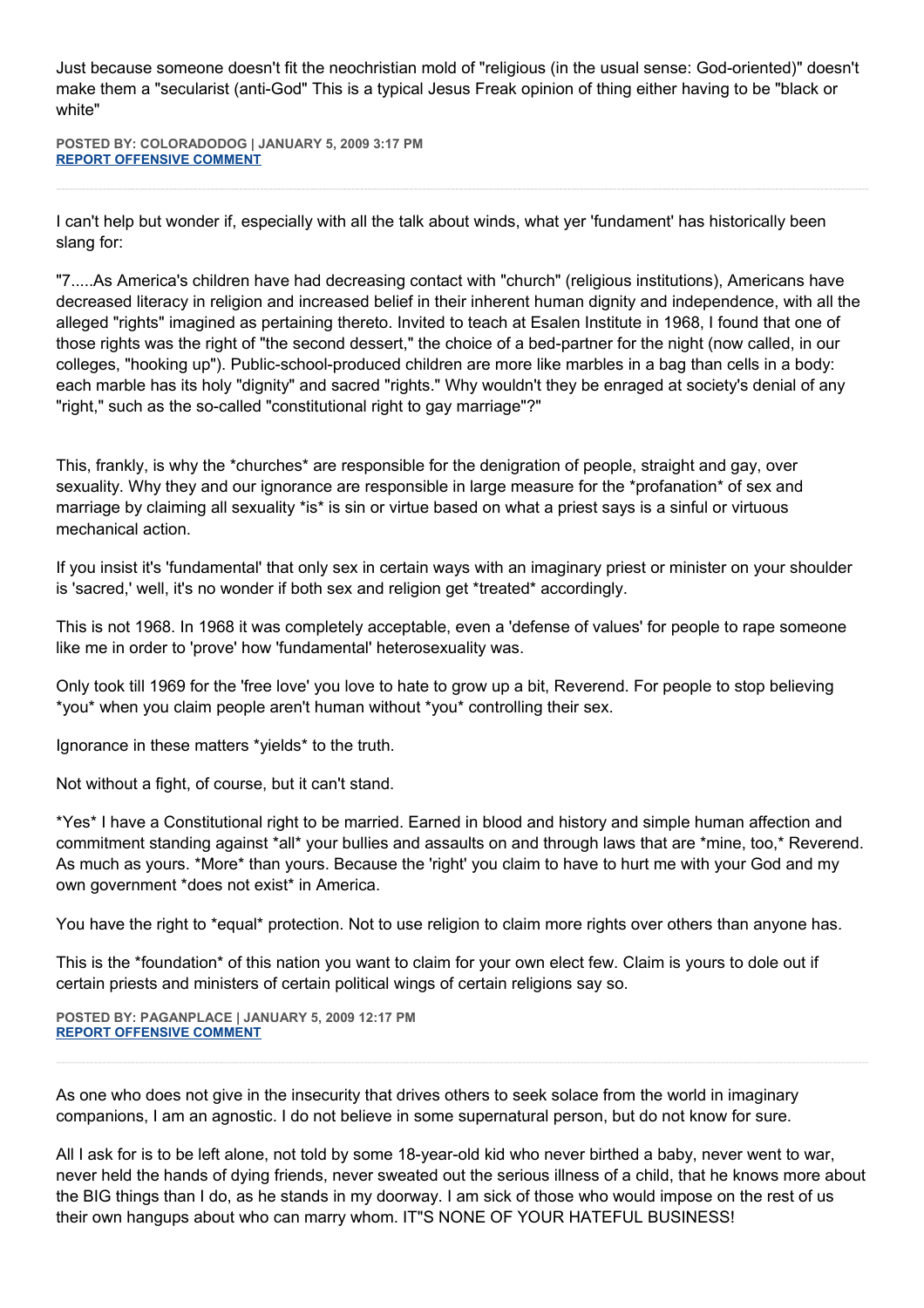Just because someone doesn't fit the neochristian mold of "religious (in the usual sense: God-oriented)" doesn't make them a "secularist (anti-God" This is a typical Jesus Freak opinion of thing either having to be "black or white"

**POSTED BY: COLORADODOG | JANUARY 5, 2009 3:17 PM**
**REPORT OFFENSIVE COMMENT**

---

I can't help but wonder if, especially with all the talk about winds, what yer 'fundament' has historically been slang for:

"7.....As America's children have had decreasing contact with "church" (religious institutions), Americans have decreased literacy in religion and increased belief in their inherent human dignity and independence, with all the alleged "rights" imagined as pertaining thereto. Invited to teach at Esalen Institute in 1968, I found that one of those rights was the right of "the second dessert," the choice of a bed-partner for the night (now called, in our colleges, "hooking up"). Public-school-produced children are more like marbles in a bag than cells in a body: each marble has its holy "dignity" and sacred "rights." Why wouldn't they be enraged at society's denial of any "right," such as the so-called "constitutional right to gay marriage"?"

This, frankly, is why the *churches* are responsible for the denigration of people, straight and gay, over sexuality. Why they and our ignorance are responsible in large measure for the *profanation* of sex and marriage by claiming all sexuality *is* is sin or virtue based on what a priest says is a sinful or virtuous mechanical action.

If you insist it's 'fundamental' that only sex in certain ways with an imaginary priest or minister on your shoulder is 'sacred,' well, it's no wonder if both sex and religion get *treated* accordingly.

This is not 1968. In 1968 it was completely acceptable, even a 'defense of values' for people to rape someone like me in order to 'prove' how 'fundamental' heterosexuality was.

Only took till 1969 for the 'free love' you love to hate to grow up a bit, Reverend. For people to stop believing *you* when you claim people aren't human without *you* controlling their sex.

Ignorance in these matters *yields* to the truth.

Not without a fight, of course, but it can't stand.

*Yes* I have a Constitutional right to be married. Earned in blood and history and simple human affection and commitment standing against *all* your bullies and assaults on and through laws that are *mine, too,* Reverend. As much as yours. *More* than yours. Because the 'right' you claim to have to hurt me with your God and my own government *does not exist* in America.

You have the right to *equal* protection. Not to use religion to claim more rights over others than anyone has.

This is the *foundation* of this nation you want to claim for your own elect few. Claim is yours to dole out if certain priests and ministers of certain political wings of certain religions say so.

**POSTED BY: PAGANPLACE | JANUARY 5, 2009 12:17 PM**
**REPORT OFFENSIVE COMMENT**

---

As one who does not give in the insecurity that drives others to seek solace from the world in imaginary companions, I am an agnostic. I do not believe in some supernatural person, but do not know for sure.

All I ask for is to be left alone, not told by some 18-year-old kid who never birthed a baby, never went to war, never held the hands of dying friends, never sweated out the serious illness of a child, that he knows more about the BIG things than I do, as he stands in my doorway. I am sick of those who would impose on the rest of us their own hangups about who can marry whom. IT"S NONE OF YOUR HATEFUL BUSINESS!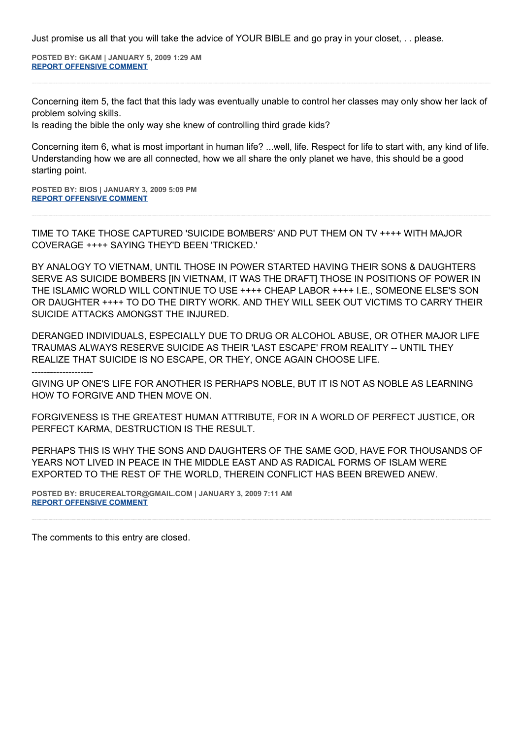Just promise us all that you will take the advice of YOUR BIBLE and go pray in your closet, . . please.

**POSTED BY: GKAM | JANUARY 5, 2009 1:29 AM**
**REPORT OFFENSIVE COMMENT**

---

Concerning item 5, the fact that this lady was eventually unable to control her classes may only show her lack of problem solving skills.
Is reading the bible the only way she knew of controlling third grade kids?

Concerning item 6, what is most important in human life? ...well, life. Respect for life to start with, any kind of life. Understanding how we are all connected, how we all share the only planet we have, this should be a good starting point.

**POSTED BY: BIOS | JANUARY 3, 2009 5:09 PM**
**REPORT OFFENSIVE COMMENT**

---

TIME TO TAKE THOSE CAPTURED 'SUICIDE BOMBERS' AND PUT THEM ON TV ++++ WITH MAJOR COVERAGE ++++ SAYING THEY'D BEEN 'TRICKED.'

BY ANALOGY TO VIETNAM, UNTIL THOSE IN POWER STARTED HAVING THEIR SONS & DAUGHTERS SERVE AS SUICIDE BOMBERS [IN VIETNAM, IT WAS THE DRAFT] THOSE IN POSITIONS OF POWER IN THE ISLAMIC WORLD WILL CONTINUE TO USE ++++ CHEAP LABOR ++++ I.E., SOMEONE ELSE'S SON OR DAUGHTER ++++ TO DO THE DIRTY WORK. AND THEY WILL SEEK OUT VICTIMS TO CARRY THEIR SUICIDE ATTACKS AMONGST THE INJURED.

DERANGED INDIVIDUALS, ESPECIALLY DUE TO DRUG OR ALCOHOL ABUSE, OR OTHER MAJOR LIFE TRAUMAS ALWAYS RESERVE SUICIDE AS THEIR 'LAST ESCAPE' FROM REALITY -- UNTIL THEY REALIZE THAT SUICIDE IS NO ESCAPE, OR THEY, ONCE AGAIN CHOOSE LIFE.

--------------------

GIVING UP ONE'S LIFE FOR ANOTHER IS PERHAPS NOBLE, BUT IT IS NOT AS NOBLE AS LEARNING HOW TO FORGIVE AND THEN MOVE ON.

FORGIVENESS IS THE GREATEST HUMAN ATTRIBUTE, FOR IN A WORLD OF PERFECT JUSTICE, OR PERFECT KARMA, DESTRUCTION IS THE RESULT.

PERHAPS THIS IS WHY THE SONS AND DAUGHTERS OF THE SAME GOD, HAVE FOR THOUSANDS OF YEARS NOT LIVED IN PEACE IN THE MIDDLE EAST AND AS RADICAL FORMS OF ISLAM WERE EXPORTED TO THE REST OF THE WORLD, THEREIN CONFLICT HAS BEEN BREWED ANEW.

**POSTED BY: BRUCEREALTOR@GMAIL.COM | JANUARY 3, 2009 7:11 AM**
**REPORT OFFENSIVE COMMENT**

---

The comments to this entry are closed.